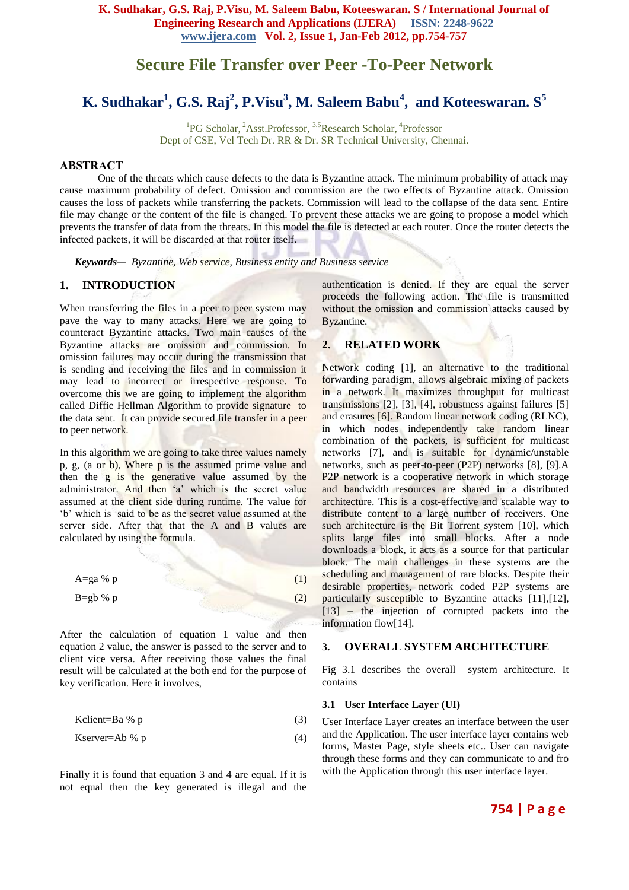# Secure File Transfer over Peer -To-Peer Network

## K. Sudhakar[1], G.S. Raj[2], P.Visu[3], M. Saleem Babu[4], and Koteeswaran. S[5]

[1]PG Scholar, [2]Asst.Professor, [3,5]Research Scholar, [4]Professor
Dept of CSE, Vel Tech Dr. RR & Dr. SR Technical University, Chennai.

## ABSTRACT

One of the threats which cause defects to the data is Byzantine attack. The minimum probability of attack may cause maximum probability of defect. Omission and commission are the two effects of Byzantine attack. Omission causes the loss of packets while transferring the packets. Commission will lead to the collapse of the data sent. Entire file may change or the content of the file is changed. To prevent these attacks we are going to propose a model which prevents the transfer of data from the threats. In this model the file is detected at each router. Once the router detects the infected packets, it will be discarded at that router itself.

***Keywords*** *— Byzantine, Web service, Business entity and Business service*

## 1. INTRODUCTION

When transferring the files in a peer to peer system may pave the way to many attacks. Here we are going to counteract Byzantine attacks. Two main causes of the Byzantine attacks are omission and commission. In omission failures may occur during the transmission that is sending and receiving the files and in commission it may lead to incorrect or irrespective response. To overcome this we are going to implement the algorithm called Diffie Hellman Algorithm to provide signature to the data sent. It can provide secured file transfer in a peer to peer network.

In this algorithm we are going to take three values namely p, g, (a or b), Where p is the assumed prime value and then the g is the generative value assumed by the administrator. And then 'a' which is the secret value assumed at the client side during runtime. The value for 'b' which is said to be as the secret value assumed at the server side. After that that the A and B values are calculated by using the formula.

$$A = ga \ \% \ p \quad (1)$$

$$B = gb \ \% \ p \quad (2)$$

After the calculation of equation 1 value and then equation 2 value, the answer is passed to the server and to client vice versa. After receiving those values the final result will be calculated at the both end for the purpose of key verification. Here it involves,

$$Kclient = Ba \ \% \ p \quad (3)$$

$$Kserver = Ab \ \% \ p \quad (4)$$

Finally it is found that equation 3 and 4 are equal. If it is not equal then the key generated is illegal and the authentication is denied. If they are equal the server proceeds the following action. The file is transmitted without the omission and commission attacks caused by Byzantine.

## 2. RELATED WORK

Network coding [1], an alternative to the traditional forwarding paradigm, allows algebraic mixing of packets in a network. It maximizes throughput for multicast transmissions [2], [3], [4], robustness against failures [5] and erasures [6]. Random linear network coding (RLNC), in which nodes independently take random linear combination of the packets, is sufficient for multicast networks [7], and is suitable for dynamic/unstable networks, such as peer-to-peer (P2P) networks [8], [9].A P2P network is a cooperative network in which storage and bandwidth resources are shared in a distributed architecture. This is a cost-effective and scalable way to distribute content to a large number of receivers. One such architecture is the Bit Torrent system [10], which splits large files into small blocks. After a node downloads a block, it acts as a source for that particular block. The main challenges in these systems are the scheduling and management of rare blocks. Despite their desirable properties, network coded P2P systems are particularly susceptible to Byzantine attacks [11],[12], [13] – the injection of corrupted packets into the information flow[14].

## 3. OVERALL SYSTEM ARCHITECTURE

Fig 3.1 describes the overall system architecture. It contains

### 3.1 User Interface Layer (UI)

User Interface Layer creates an interface between the user and the Application. The user interface layer contains web forms, Master Page, style sheets etc.. User can navigate through these forms and they can communicate to and fro with the Application through this user interface layer.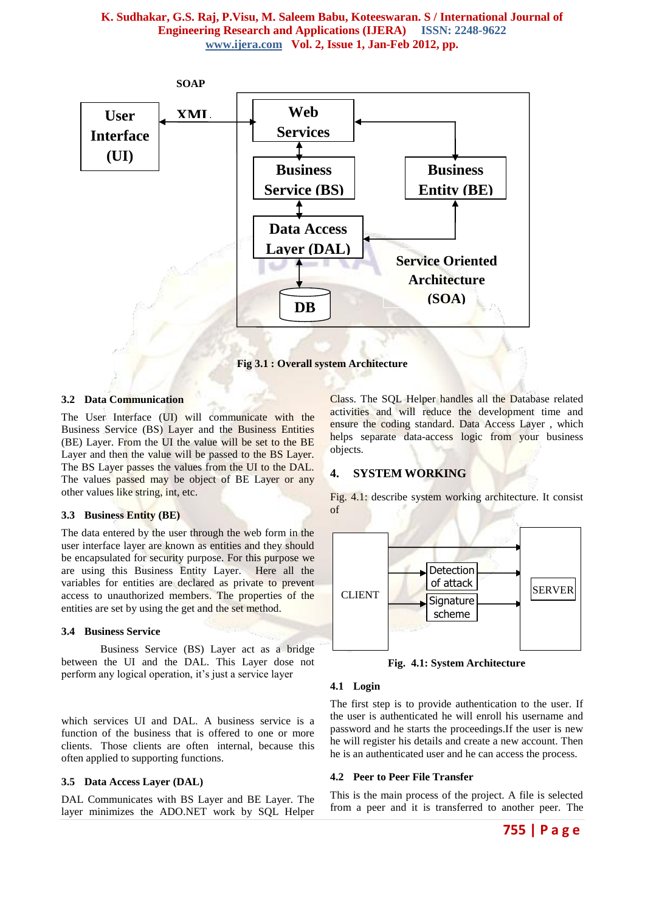Fig 3.1 : Overall system Architecture

### 3.2 Data Communication

The User Interface (UI) will communicate with the Business Service (BS) Layer and the Business Entities (BE) Layer. From the UI the value will be set to the BE Layer and then the value will be passed to the BS Layer. The BS Layer passes the values from the UI to the DAL. The values passed may be object of BE Layer or any other values like string, int, etc.

### 3.3 Business Entity (BE)

The data entered by the user through the web form in the user interface layer are known as entities and they should be encapsulated for security purpose. For this purpose we are using this Business Entity Layer. Here all the variables for entities are declared as private to prevent access to unauthorized members. The properties of the entities are set by using the get and the set method.

### 3.4 Business Service

Business Service (BS) Layer act as a bridge between the UI and the DAL. This Layer dose not perform any logical operation, it's just a service layer which services UI and DAL. A business service is a function of the business that is offered to one or more clients. Those clients are often internal, because this often applied to supporting functions.

### 3.5 Data Access Layer (DAL)

DAL Communicates with BS Layer and BE Layer. The layer minimizes the ADO.NET work by SQL Helper Class. The SQL Helper handles all the Database related activities and will reduce the development time and ensure the coding standard. Data Access Layer , which helps separate data-access logic from your business objects.

## 4. SYSTEM WORKING

Fig. 4.1: describe system working architecture. It consist of

Fig. 4.1: System Architecture

### 4.1 Login

The first step is to provide authentication to the user. If the user is authenticated he will enroll his username and password and he starts the proceedings.If the user is new he will register his details and create a new account. Then he is an authenticated user and he can access the process.

### 4.2 Peer to Peer File Transfer

This is the main process of the project. A file is selected from a peer and it is transferred to another peer. The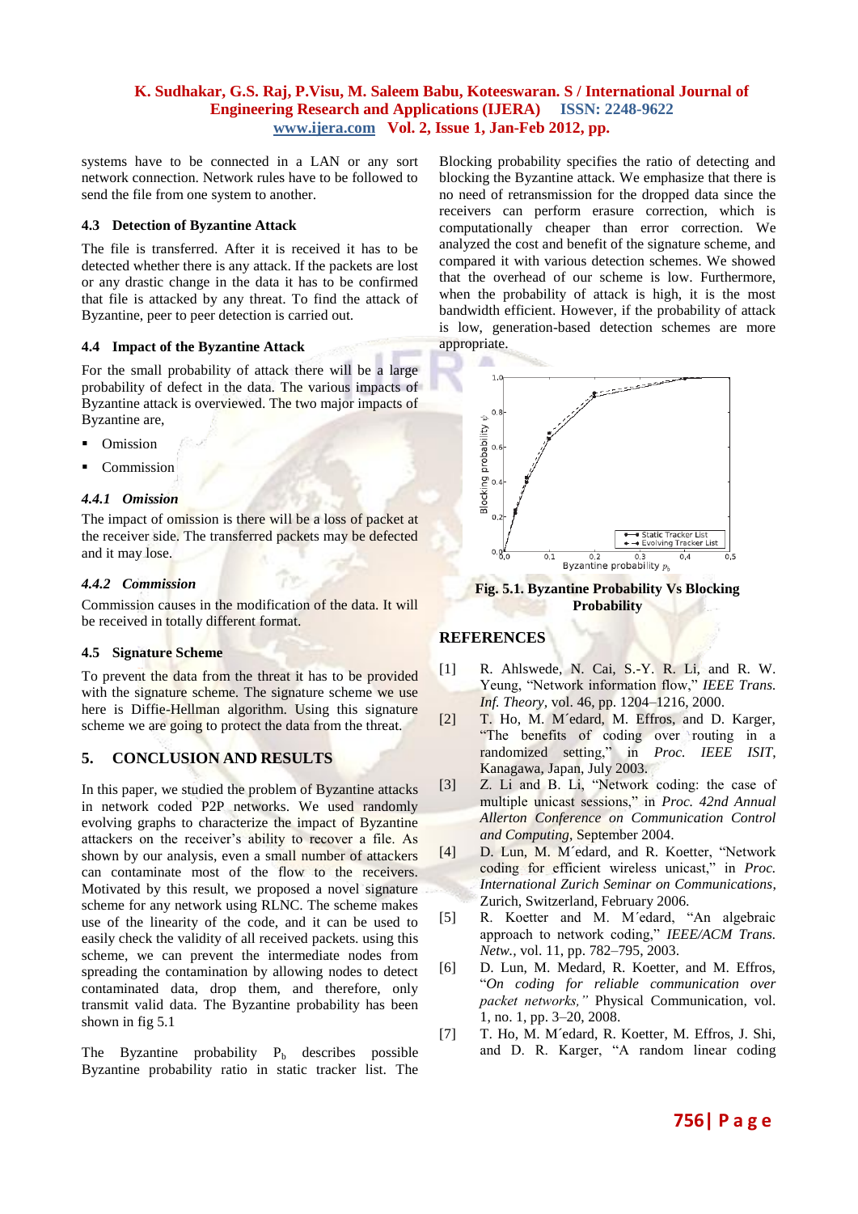systems have to be connected in a LAN or any sort network connection. Network rules have to be followed to send the file from one system to another.

### 4.3 Detection of Byzantine Attack

The file is transferred. After it is received it has to be detected whether there is any attack. If the packets are lost or any drastic change in the data it has to be confirmed that file is attacked by any threat. To find the attack of Byzantine, peer to peer detection is carried out.

### 4.4 Impact of the Byzantine Attack

For the small probability of attack there will be a large probability of defect in the data. The various impacts of Byzantine attack is overviewed. The two major impacts of Byzantine are,

- Omission
- Commission

#### *4.4.1 Omission*

The impact of omission is there will be a loss of packet at the receiver side. The transferred packets may be defected and it may lose.

#### *4.4.2 Commission*

Commission causes in the modification of the data. It will be received in totally different format.

### 4.5 Signature Scheme

To prevent the data from the threat it has to be provided with the signature scheme. The signature scheme we use here is Diffie-Hellman algorithm. Using this signature scheme we are going to protect the data from the threat.

## 5. CONCLUSION AND RESULTS

In this paper, we studied the problem of Byzantine attacks in network coded P2P networks. We used randomly evolving graphs to characterize the impact of Byzantine attackers on the receiver's ability to recover a file. As shown by our analysis, even a small number of attackers can contaminate most of the flow to the receivers. Motivated by this result, we proposed a novel signature scheme for any network using RLNC. The scheme makes use of the linearity of the code, and it can be used to easily check the validity of all received packets. using this scheme, we can prevent the intermediate nodes from spreading the contamination by allowing nodes to detect contaminated data, drop them, and therefore, only transmit valid data. The Byzantine probability has been shown in fig 5.1

The Byzantine probability $P_b$ describes possible Byzantine probability ratio in static tracker list. The Blocking probability specifies the ratio of detecting and blocking the Byzantine attack. We emphasize that there is no need of retransmission for the dropped data since the receivers can perform erasure correction, which is computationally cheaper than error correction. We analyzed the cost and benefit of the signature scheme, and compared it with various detection schemes. We showed that the overhead of our scheme is low. Furthermore, when the probability of attack is high, it is the most bandwidth efficient. However, if the probability of attack is low, generation-based detection schemes are more appropriate.

**Fig. 5.1. Byzantine Probability Vs Blocking Probability**

## REFERENCES

[1] R. Ahlswede, N. Cai, S.-Y. R. Li, and R. W. Yeung, "Network information flow," *IEEE Trans. Inf. Theory*, vol. 46, pp. 1204–1216, 2000.

[2] T. Ho, M. M´edard, M. Effros, and D. Karger, "The benefits of coding over routing in a randomized setting," in *Proc. IEEE ISIT*, Kanagawa, Japan, July 2003.

[3] Z. Li and B. Li, "Network coding: the case of multiple unicast sessions," in *Proc. 42nd Annual Allerton Conference on Communication Control and Computing*, September 2004.

[4] D. Lun, M. M´edard, and R. Koetter, "Network coding for efficient wireless unicast," in *Proc. International Zurich Seminar on Communications*, Zurich, Switzerland, February 2006.

[5] R. Koetter and M. M´edard, "An algebraic approach to network coding," *IEEE/ACM Trans. Netw.*, vol. 11, pp. 782–795, 2003.

[6] D. Lun, M. Medard, R. Koetter, and M. Effros, "*On coding for reliable communication over packet networks,"* Physical Communication, vol. 1, no. 1, pp. 3–20, 2008.

[7] T. Ho, M. M´edard, R. Koetter, M. Effros, J. Shi, and D. R. Karger, "A random linear coding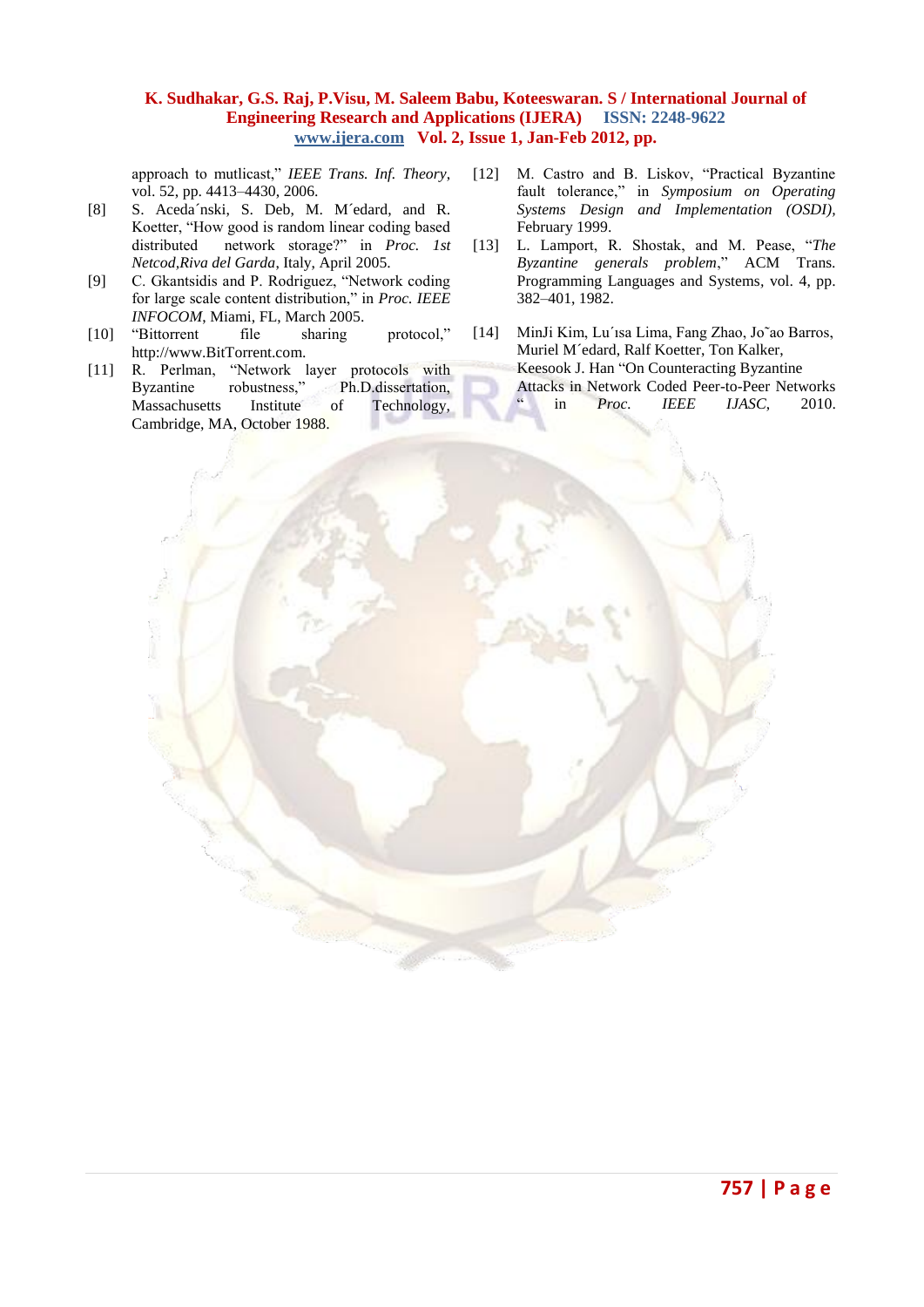approach to mutlicast," *IEEE Trans. Inf. Theory*, vol. 52, pp. 4413–4430, 2006.

[8] S. Aceda´nski, S. Deb, M. M´edard, and R. Koetter, "How good is random linear coding based distributed network storage?" in *Proc. 1st Netcod,Riva del Garda*, Italy, April 2005.

[9] C. Gkantsidis and P. Rodriguez, "Network coding for large scale content distribution," in *Proc. IEEE INFOCOM*, Miami, FL, March 2005.

[10] "Bittorrent file sharing protocol," http://www.BitTorrent.com.

[11] R. Perlman, "Network layer protocols with Byzantine robustness," Ph.D.dissertation, Massachusetts Institute of Technology, Cambridge, MA, October 1988.

[12] M. Castro and B. Liskov, "Practical Byzantine fault tolerance," in *Symposium on Operating Systems Design and Implementation (OSDI)*, February 1999.

[13] L. Lamport, R. Shostak, and M. Pease, "*The Byzantine generals problem*," ACM Trans. Programming Languages and Systems, vol. 4, pp. 382–401, 1982.

[14] MinJi Kim, Lu´ısa Lima, Fang Zhao, Jo˜ao Barros, Muriel M´edard, Ralf Koetter, Ton Kalker, Keesook J. Han "On Counteracting Byzantine Attacks in Network Coded Peer-to-Peer Networks " in *Proc. IEEE IJASC*, 2010.